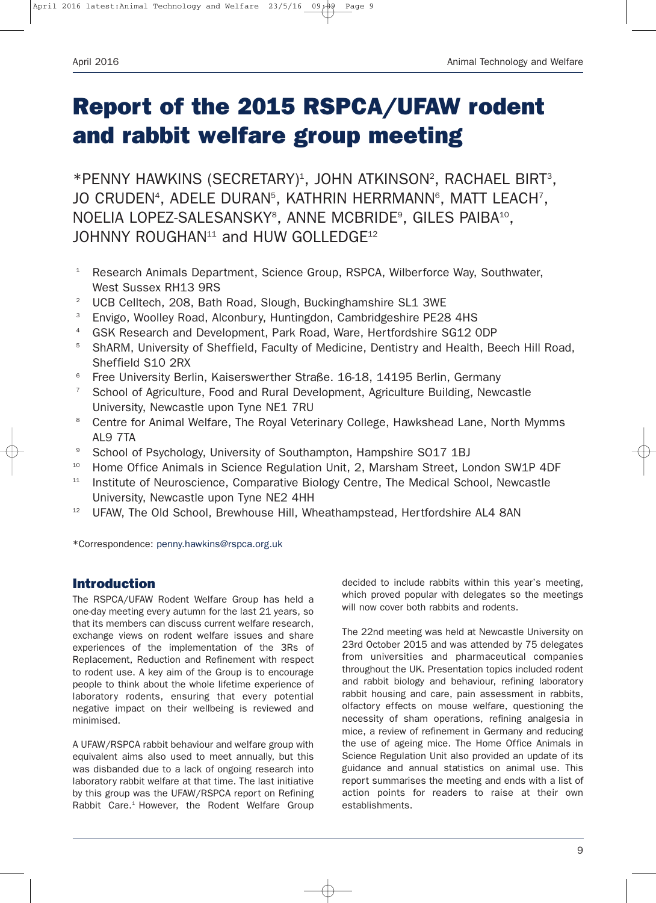# Report of the 2015 RSPCA/UFAW rodent and rabbit welfare group meeting

*PENNY HAWKINS (SECRETARY)[1], JOHN ATKINSON[2], RACHAEL BIRT[3], JO CRUDEN[4], ADELE DURAN[5], KATHRIN HERRMANN[6], MATT LEACH[7], NOELIA LOPEZ-SALESANSKY[8], ANNE MCBRIDE[9], GILES PAIBA[10], JOHNNY ROUGHAN[11] and HUW GOLLEDGE[12]

[1] Research Animals Department, Science Group, RSPCA, Wilberforce Way, Southwater, West Sussex RH13 9RS
[2] UCB Celltech, 208, Bath Road, Slough, Buckinghamshire SL1 3WE
[3] Envigo, Woolley Road, Alconbury, Huntingdon, Cambridgeshire PE28 4HS
[4] GSK Research and Development, Park Road, Ware, Hertfordshire SG12 0DP
[5] ShARM, University of Sheffield, Faculty of Medicine, Dentistry and Health, Beech Hill Road, Sheffield S10 2RX
[6] Free University Berlin, Kaiserswerther Straße. 16-18, 14195 Berlin, Germany
[7] School of Agriculture, Food and Rural Development, Agriculture Building, Newcastle University, Newcastle upon Tyne NE1 7RU
[8] Centre for Animal Welfare, The Royal Veterinary College, Hawkshead Lane, North Mymms AL9 7TA
[9] School of Psychology, University of Southampton, Hampshire SO17 1BJ
[10] Home Office Animals in Science Regulation Unit, 2, Marsham Street, London SW1P 4DF
[11] Institute of Neuroscience, Comparative Biology Centre, The Medical School, Newcastle University, Newcastle upon Tyne NE2 4HH
[12] UFAW, The Old School, Brewhouse Hill, Wheathampstead, Hertfordshire AL4 8AN

*Correspondence: penny.hawkins@rspca.org.uk

## Introduction

The RSPCA/UFAW Rodent Welfare Group has held a one-day meeting every autumn for the last 21 years, so that its members can discuss current welfare research, exchange views on rodent welfare issues and share experiences of the implementation of the 3Rs of Replacement, Reduction and Refinement with respect to rodent use. A key aim of the Group is to encourage people to think about the whole lifetime experience of laboratory rodents, ensuring that every potential negative impact on their wellbeing is reviewed and minimised.

A UFAW/RSPCA rabbit behaviour and welfare group with equivalent aims also used to meet annually, but this was disbanded due to a lack of ongoing research into laboratory rabbit welfare at that time. The last initiative by this group was the UFAW/RSPCA report on Refining Rabbit Care.[1] However, the Rodent Welfare Group decided to include rabbits within this year's meeting, which proved popular with delegates so the meetings will now cover both rabbits and rodents.

The 22nd meeting was held at Newcastle University on 23rd October 2015 and was attended by 75 delegates from universities and pharmaceutical companies throughout the UK. Presentation topics included rodent and rabbit biology and behaviour, refining laboratory rabbit housing and care, pain assessment in rabbits, olfactory effects on mouse welfare, questioning the necessity of sham operations, refining analgesia in mice, a review of refinement in Germany and reducing the use of ageing mice. The Home Office Animals in Science Regulation Unit also provided an update of its guidance and annual statistics on animal use. This report summarises the meeting and ends with a list of action points for readers to raise at their own establishments.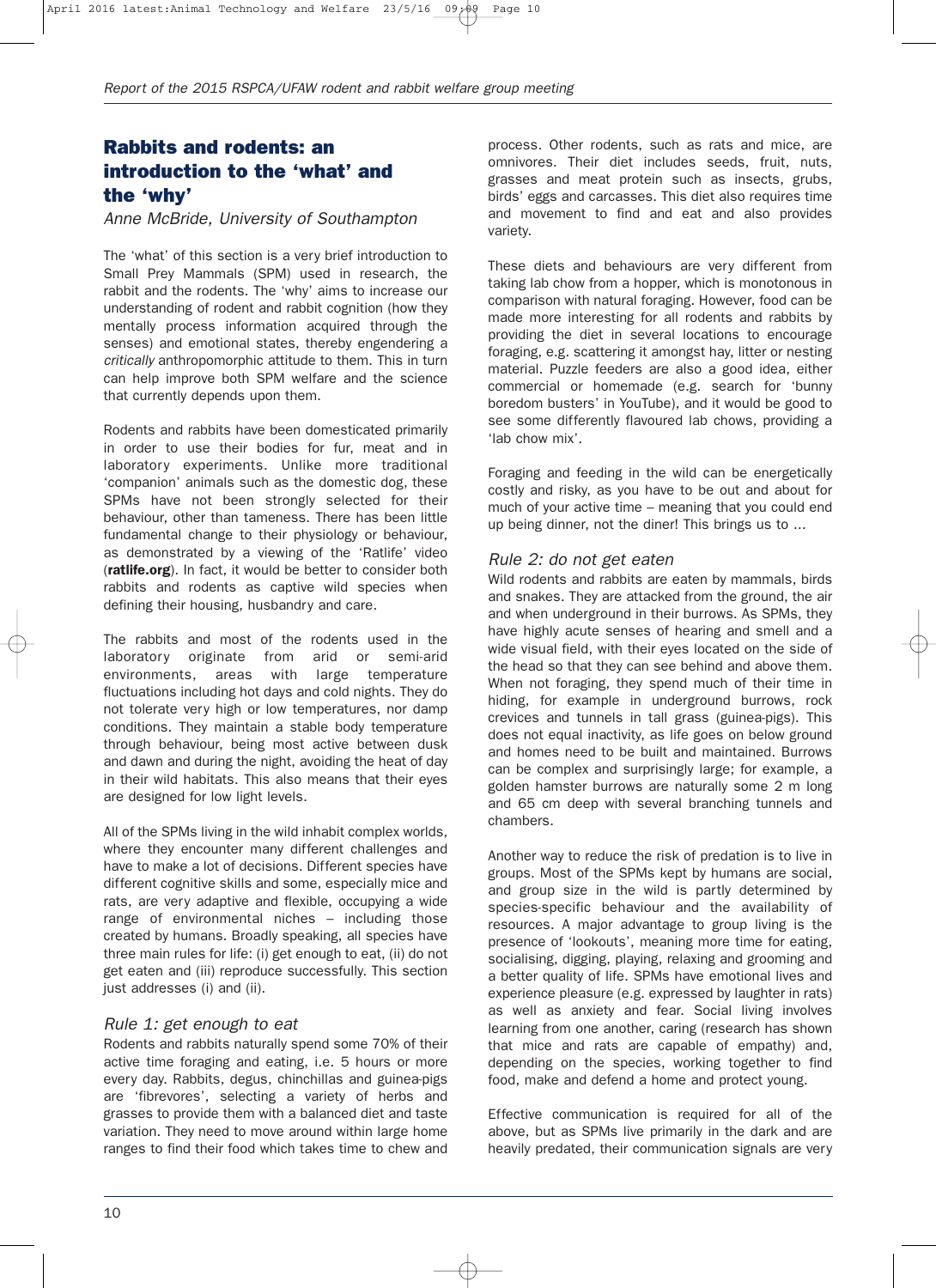## Rabbits and rodents: an introduction to the 'what' and the 'why'

*Anne McBride, University of Southampton*

The 'what' of this section is a very brief introduction to Small Prey Mammals (SPM) used in research, the rabbit and the rodents. The 'why' aims to increase our understanding of rodent and rabbit cognition (how they mentally process information acquired through the senses) and emotional states, thereby engendering a *critically* anthropomorphic attitude to them. This in turn can help improve both SPM welfare and the science that currently depends upon them.

Rodents and rabbits have been domesticated primarily in order to use their bodies for fur, meat and in laboratory experiments. Unlike more traditional 'companion' animals such as the domestic dog, these SPMs have not been strongly selected for their behaviour, other than tameness. There has been little fundamental change to their physiology or behaviour, as demonstrated by a viewing of the 'Ratlife' video (**ratlife.org**). In fact, it would be better to consider both rabbits and rodents as captive wild species when defining their housing, husbandry and care.

The rabbits and most of the rodents used in the laboratory originate from arid or semi-arid environments, areas with large temperature fluctuations including hot days and cold nights. They do not tolerate very high or low temperatures, nor damp conditions. They maintain a stable body temperature through behaviour, being most active between dusk and dawn and during the night, avoiding the heat of day in their wild habitats. This also means that their eyes are designed for low light levels.

All of the SPMs living in the wild inhabit complex worlds, where they encounter many different challenges and have to make a lot of decisions. Different species have different cognitive skills and some, especially mice and rats, are very adaptive and flexible, occupying a wide range of environmental niches – including those created by humans. Broadly speaking, all species have three main rules for life: (i) get enough to eat, (ii) do not get eaten and (iii) reproduce successfully. This section just addresses (i) and (ii).

### *Rule 1: get enough to eat*

Rodents and rabbits naturally spend some 70% of their active time foraging and eating, i.e. 5 hours or more every day. Rabbits, degus, chinchillas and guinea-pigs are 'fibrevores', selecting a variety of herbs and grasses to provide them with a balanced diet and taste variation. They need to move around within large home ranges to find their food which takes time to chew and process. Other rodents, such as rats and mice, are omnivores. Their diet includes seeds, fruit, nuts, grasses and meat protein such as insects, grubs, birds' eggs and carcasses. This diet also requires time and movement to find and eat and also provides variety.

These diets and behaviours are very different from taking lab chow from a hopper, which is monotonous in comparison with natural foraging. However, food can be made more interesting for all rodents and rabbits by providing the diet in several locations to encourage foraging, e.g. scattering it amongst hay, litter or nesting material. Puzzle feeders are also a good idea, either commercial or homemade (e.g. search for 'bunny boredom busters' in YouTube), and it would be good to see some differently flavoured lab chows, providing a 'lab chow mix'.

Foraging and feeding in the wild can be energetically costly and risky, as you have to be out and about for much of your active time – meaning that you could end up being dinner, not the diner! This brings us to ...

### *Rule 2: do not get eaten*

Wild rodents and rabbits are eaten by mammals, birds and snakes. They are attacked from the ground, the air and when underground in their burrows. As SPMs, they have highly acute senses of hearing and smell and a wide visual field, with their eyes located on the side of the head so that they can see behind and above them. When not foraging, they spend much of their time in hiding, for example in underground burrows, rock crevices and tunnels in tall grass (guinea-pigs). This does not equal inactivity, as life goes on below ground and homes need to be built and maintained. Burrows can be complex and surprisingly large; for example, a golden hamster burrows are naturally some 2 m long and 65 cm deep with several branching tunnels and chambers.

Another way to reduce the risk of predation is to live in groups. Most of the SPMs kept by humans are social, and group size in the wild is partly determined by species-specific behaviour and the availability of resources. A major advantage to group living is the presence of 'lookouts', meaning more time for eating, socialising, digging, playing, relaxing and grooming and a better quality of life. SPMs have emotional lives and experience pleasure (e.g. expressed by laughter in rats) as well as anxiety and fear. Social living involves learning from one another, caring (research has shown that mice and rats are capable of empathy) and, depending on the species, working together to find food, make and defend a home and protect young.

Effective communication is required for all of the above, but as SPMs live primarily in the dark and are heavily predated, their communication signals are very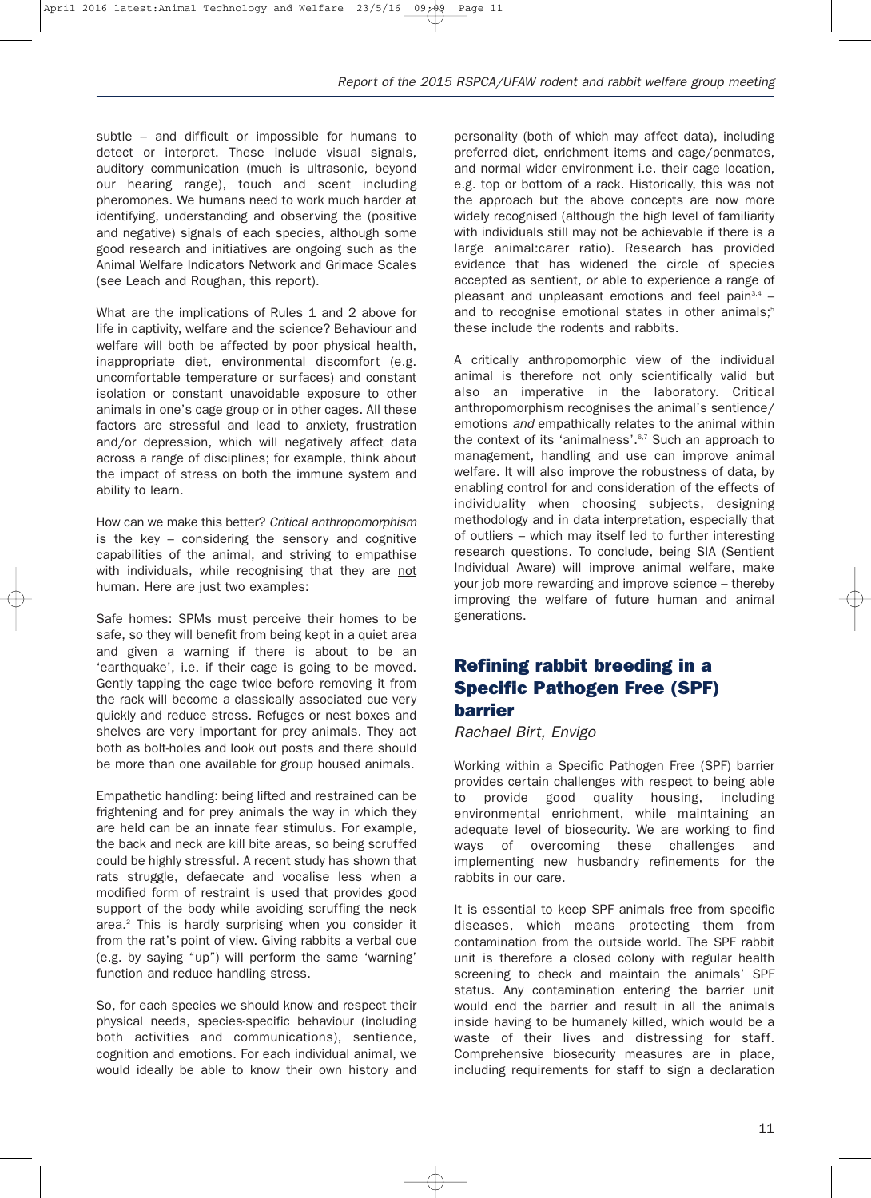subtle – and difficult or impossible for humans to detect or interpret. These include visual signals, auditory communication (much is ultrasonic, beyond our hearing range), touch and scent including pheromones. We humans need to work much harder at identifying, understanding and observing the (positive and negative) signals of each species, although some good research and initiatives are ongoing such as the Animal Welfare Indicators Network and Grimace Scales (see Leach and Roughan, this report).

What are the implications of Rules 1 and 2 above for life in captivity, welfare and the science? Behaviour and welfare will both be affected by poor physical health, inappropriate diet, environmental discomfort (e.g. uncomfortable temperature or surfaces) and constant isolation or constant unavoidable exposure to other animals in one's cage group or in other cages. All these factors are stressful and lead to anxiety, frustration and/or depression, which will negatively affect data across a range of disciplines; for example, think about the impact of stress on both the immune system and ability to learn.

How can we make this better? *Critical anthropomorphism* is the key – considering the sensory and cognitive capabilities of the animal, and striving to empathise with individuals, while recognising that they are <u>not</u> human. Here are just two examples:

Safe homes: SPMs must perceive their homes to be safe, so they will benefit from being kept in a quiet area and given a warning if there is about to be an 'earthquake', i.e. if their cage is going to be moved. Gently tapping the cage twice before removing it from the rack will become a classically associated cue very quickly and reduce stress. Refuges or nest boxes and shelves are very important for prey animals. They act both as bolt-holes and look out posts and there should be more than one available for group housed animals.

Empathetic handling: being lifted and restrained can be frightening and for prey animals the way in which they are held can be an innate fear stimulus. For example, the back and neck are kill bite areas, so being scruffed could be highly stressful. A recent study has shown that rats struggle, defaecate and vocalise less when a modified form of restraint is used that provides good support of the body while avoiding scruffing the neck area.[2] This is hardly surprising when you consider it from the rat's point of view. Giving rabbits a verbal cue (e.g. by saying "up") will perform the same 'warning' function and reduce handling stress.

So, for each species we should know and respect their physical needs, species-specific behaviour (including both activities and communications), sentience, cognition and emotions. For each individual animal, we would ideally be able to know their own history and personality (both of which may affect data), including preferred diet, enrichment items and cage/penmates, and normal wider environment i.e. their cage location, e.g. top or bottom of a rack. Historically, this was not the approach but the above concepts are now more widely recognised (although the high level of familiarity with individuals still may not be achievable if there is a large animal:carer ratio). Research has provided evidence that has widened the circle of species accepted as sentient, or able to experience a range of pleasant and unpleasant emotions and feel pain[3,4] – and to recognise emotional states in other animals;[5] these include the rodents and rabbits.

A critically anthropomorphic view of the individual animal is therefore not only scientifically valid but also an imperative in the laboratory. Critical anthropomorphism recognises the animal's sentience/emotions *and* empathically relates to the animal within the context of its 'animalness'.[6,7] Such an approach to management, handling and use can improve animal welfare. It will also improve the robustness of data, by enabling control for and consideration of the effects of individuality when choosing subjects, designing methodology and in data interpretation, especially that of outliers – which may itself led to further interesting research questions. To conclude, being SIA (Sentient Individual Aware) will improve animal welfare, make your job more rewarding and improve science – thereby improving the welfare of future human and animal generations.

## Refining rabbit breeding in a Specific Pathogen Free (SPF) barrier

*Rachael Birt, Envigo*

Working within a Specific Pathogen Free (SPF) barrier provides certain challenges with respect to being able to provide good quality housing, including environmental enrichment, while maintaining an adequate level of biosecurity. We are working to find ways of overcoming these challenges and implementing new husbandry refinements for the rabbits in our care.

It is essential to keep SPF animals free from specific diseases, which means protecting them from contamination from the outside world. The SPF rabbit unit is therefore a closed colony with regular health screening to check and maintain the animals' SPF status. Any contamination entering the barrier unit would end the barrier and result in all the animals inside having to be humanely killed, which would be a waste of their lives and distressing for staff. Comprehensive biosecurity measures are in place, including requirements for staff to sign a declaration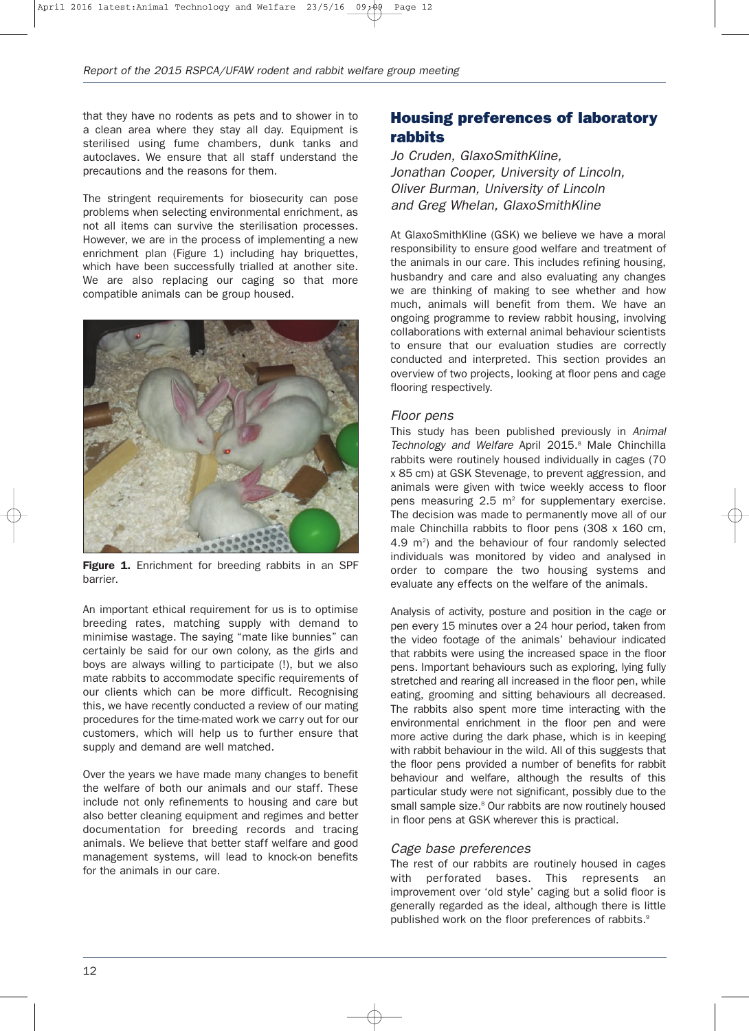that they have no rodents as pets and to shower in to a clean area where they stay all day. Equipment is sterilised using fume chambers, dunk tanks and autoclaves. We ensure that all staff understand the precautions and the reasons for them.

The stringent requirements for biosecurity can pose problems when selecting environmental enrichment, as not all items can survive the sterilisation processes. However, we are in the process of implementing a new enrichment plan (Figure 1) including hay briquettes, which have been successfully trialled at another site. We are also replacing our caging so that more compatible animals can be group housed.

**Figure 1.** Enrichment for breeding rabbits in an SPF barrier.

An important ethical requirement for us is to optimise breeding rates, matching supply with demand to minimise wastage. The saying "mate like bunnies" can certainly be said for our own colony, as the girls and boys are always willing to participate (!), but we also mate rabbits to accommodate specific requirements of our clients which can be more difficult. Recognising this, we have recently conducted a review of our mating procedures for the time-mated work we carry out for our customers, which will help us to further ensure that supply and demand are well matched.

Over the years we have made many changes to benefit the welfare of both our animals and our staff. These include not only refinements to housing and care but also better cleaning equipment and regimes and better documentation for breeding records and tracing animals. We believe that better staff welfare and good management systems, will lead to knock-on benefits for the animals in our care.

## Housing preferences of laboratory rabbits

*Jo Cruden, GlaxoSmithKline,*
*Jonathan Cooper, University of Lincoln,*
*Oliver Burman, University of Lincoln*
*and Greg Whelan, GlaxoSmithKline*

At GlaxoSmithKline (GSK) we believe we have a moral responsibility to ensure good welfare and treatment of the animals in our care. This includes refining housing, husbandry and care and also evaluating any changes we are thinking of making to see whether and how much, animals will benefit from them. We have an ongoing programme to review rabbit housing, involving collaborations with external animal behaviour scientists to ensure that our evaluation studies are correctly conducted and interpreted. This section provides an overview of two projects, looking at floor pens and cage flooring respectively.

### *Floor pens*

This study has been published previously in *Animal Technology and Welfare* April 2015.[8] Male Chinchilla rabbits were routinely housed individually in cages (70 x 85 cm) at GSK Stevenage, to prevent aggression, and animals were given with twice weekly access to floor pens measuring 2.5 m$^2$ for supplementary exercise. The decision was made to permanently move all of our male Chinchilla rabbits to floor pens (308 x 160 cm, 4.9 m$^2$) and the behaviour of four randomly selected individuals was monitored by video and analysed in order to compare the two housing systems and evaluate any effects on the welfare of the animals.

Analysis of activity, posture and position in the cage or pen every 15 minutes over a 24 hour period, taken from the video footage of the animals' behaviour indicated that rabbits were using the increased space in the floor pens. Important behaviours such as exploring, lying fully stretched and rearing all increased in the floor pen, while eating, grooming and sitting behaviours all decreased. The rabbits also spent more time interacting with the environmental enrichment in the floor pen and were more active during the dark phase, which is in keeping with rabbit behaviour in the wild. All of this suggests that the floor pens provided a number of benefits for rabbit behaviour and welfare, although the results of this particular study were not significant, possibly due to the small sample size.[8] Our rabbits are now routinely housed in floor pens at GSK wherever this is practical.

### *Cage base preferences*

The rest of our rabbits are routinely housed in cages with perforated bases. This represents an improvement over 'old style' caging but a solid floor is generally regarded as the ideal, although there is little published work on the floor preferences of rabbits.[9]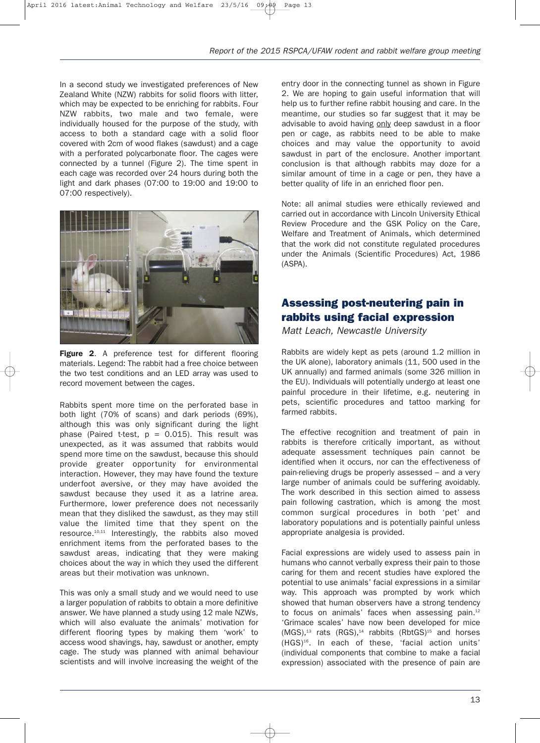In a second study we investigated preferences of New Zealand White (NZW) rabbits for solid floors with litter, which may be expected to be enriching for rabbits. Four NZW rabbits, two male and two female, were individually housed for the purpose of the study, with access to both a standard cage with a solid floor covered with 2cm of wood flakes (sawdust) and a cage with a perforated polycarbonate floor. The cages were connected by a tunnel (Figure 2). The time spent in each cage was recorded over 24 hours during both the light and dark phases (07:00 to 19:00 and 19:00 to 07:00 respectively).

**Figure 2**. A preference test for different flooring materials. Legend: The rabbit had a free choice between the two test conditions and an LED array was used to record movement between the cages.

Rabbits spent more time on the perforated base in both light (70% of scans) and dark periods (69%), although this was only significant during the light phase (Paired t-test, $p = 0.015$). This result was unexpected, as it was assumed that rabbits would spend more time on the sawdust, because this should provide greater opportunity for environmental interaction. However, they may have found the texture underfoot aversive, or they may have avoided the sawdust because they used it as a latrine area. Furthermore, lower preference does not necessarily mean that they disliked the sawdust, as they may still value the limited time that they spent on the resource.[10,11] Interestingly, the rabbits also moved enrichment items from the perforated bases to the sawdust areas, indicating that they were making choices about the way in which they used the different areas but their motivation was unknown.

This was only a small study and we would need to use a larger population of rabbits to obtain a more definitive answer. We have planned a study using 12 male NZWs, which will also evaluate the animals' motivation for different flooring types by making them 'work' to access wood shavings, hay, sawdust or another, empty cage. The study was planned with animal behaviour scientists and will involve increasing the weight of the entry door in the connecting tunnel as shown in Figure 2. We are hoping to gain useful information that will help us to further refine rabbit housing and care. In the meantime, our studies so far suggest that it may be advisable to avoid having only deep sawdust in a floor pen or cage, as rabbits need to be able to make choices and may value the opportunity to avoid sawdust in part of the enclosure. Another important conclusion is that although rabbits may doze for a similar amount of time in a cage or pen, they have a better quality of life in an enriched floor pen.

Note: all animal studies were ethically reviewed and carried out in accordance with Lincoln University Ethical Review Procedure and the GSK Policy on the Care, Welfare and Treatment of Animals, which determined that the work did not constitute regulated procedures under the Animals (Scientific Procedures) Act, 1986 (ASPA).

## Assessing post-neutering pain in rabbits using facial expression

*Matt Leach, Newcastle University*

Rabbits are widely kept as pets (around 1.2 million in the UK alone), laboratory animals (11, 500 used in the UK annually) and farmed animals (some 326 million in the EU). Individuals will potentially undergo at least one painful procedure in their lifetime, e.g. neutering in pets, scientific procedures and tattoo marking for farmed rabbits.

The effective recognition and treatment of pain in rabbits is therefore critically important, as without adequate assessment techniques pain cannot be identified when it occurs, nor can the effectiveness of pain-relieving drugs be properly assessed – and a very large number of animals could be suffering avoidably. The work described in this section aimed to assess pain following castration, which is among the most common surgical procedures in both 'pet' and laboratory populations and is potentially painful unless appropriate analgesia is provided.

Facial expressions are widely used to assess pain in humans who cannot verbally express their pain to those caring for them and recent studies have explored the potential to use animals' facial expressions in a similar way. This approach was prompted by work which showed that human observers have a strong tendency to focus on animals' faces when assessing pain.[12] 'Grimace scales' have now been developed for mice (MGS),[13] rats (RGS),[14] rabbits (RbtGS)[15] and horses (HGS)[16]. In each of these, 'facial action units' (individual components that combine to make a facial expression) associated with the presence of pain are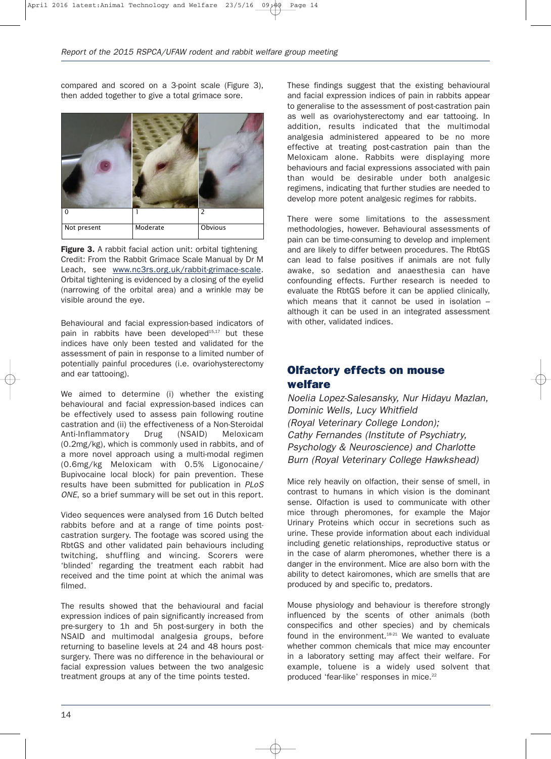compared and scored on a 3-point scale (Figure 3), then added together to give a total grimace sore.

| 0 | 1 | 2 |
|---|---|---|
| Not present | Moderate | Obvious |

**Figure 3.** A rabbit facial action unit: orbital tightening Credit: From the Rabbit Grimace Scale Manual by Dr M Leach, see www.nc3rs.org.uk/rabbit-grimace-scale. Orbital tightening is evidenced by a closing of the eyelid (narrowing of the orbital area) and a wrinkle may be visible around the eye.

Behavioural and facial expression-based indicators of pain in rabbits have been developed[15,17] but these indices have only been tested and validated for the assessment of pain in response to a limited number of potentially painful procedures (i.e. ovariohysterectomy and ear tattooing).

We aimed to determine (i) whether the existing behavioural and facial expression-based indices can be effectively used to assess pain following routine castration and (ii) the effectiveness of a Non-Steroidal Anti-Inflammatory Drug (NSAID) Meloxicam (0.2mg/kg), which is commonly used in rabbits, and of a more novel approach using a multi-modal regimen (0.6mg/kg Meloxicam with 0.5% Ligonocaine/ Bupivocaine local block) for pain prevention. These results have been submitted for publication in *PLoS ONE*, so a brief summary will be set out in this report.

Video sequences were analysed from 16 Dutch belted rabbits before and at a range of time points post-castration surgery. The footage was scored using the RbtGS and other validated pain behaviours including twitching, shuffling and wincing. Scorers were 'blinded' regarding the treatment each rabbit had received and the time point at which the animal was filmed.

The results showed that the behavioural and facial expression indices of pain significantly increased from pre-surgery to 1h and 5h post-surgery in both the NSAID and multimodal analgesia groups, before returning to baseline levels at 24 and 48 hours post-surgery. There was no difference in the behavioural or facial expression values between the two analgesic treatment groups at any of the time points tested.

These findings suggest that the existing behavioural and facial expression indices of pain in rabbits appear to generalise to the assessment of post-castration pain as well as ovariohysterectomy and ear tattooing. In addition, results indicated that the multimodal analgesia administered appeared to be no more effective at treating post-castration pain than the Meloxicam alone. Rabbits were displaying more behaviours and facial expressions associated with pain than would be desirable under both analgesic regimens, indicating that further studies are needed to develop more potent analgesic regimes for rabbits.

There were some limitations to the assessment methodologies, however. Behavioural assessments of pain can be time-consuming to develop and implement and are likely to differ between procedures. The RbtGS can lead to false positives if animals are not fully awake, so sedation and anaesthesia can have confounding effects. Further research is needed to evaluate the RbtGS before it can be applied clinically, which means that it cannot be used in isolation – although it can be used in an integrated assessment with other, validated indices.

## Olfactory effects on mouse welfare

*Noelia Lopez-Salesansky, Nur Hidayu Mazlan, Dominic Wells, Lucy Whitfield (Royal Veterinary College London); Cathy Fernandes (Institute of Psychiatry, Psychology & Neuroscience) and Charlotte Burn (Royal Veterinary College Hawkshead)*

Mice rely heavily on olfaction, their sense of smell, in contrast to humans in which vision is the dominant sense. Olfaction is used to communicate with other mice through pheromones, for example the Major Urinary Proteins which occur in secretions such as urine. These provide information about each individual including genetic relationships, reproductive status or in the case of alarm pheromones, whether there is a danger in the environment. Mice are also born with the ability to detect kairomones, which are smells that are produced by and specific to, predators.

Mouse physiology and behaviour is therefore strongly influenced by the scents of other animals (both conspecifics and other species) and by chemicals found in the environment.[18-21] We wanted to evaluate whether common chemicals that mice may encounter in a laboratory setting may affect their welfare. For example, toluene is a widely used solvent that produced 'fear-like' responses in mice.[22]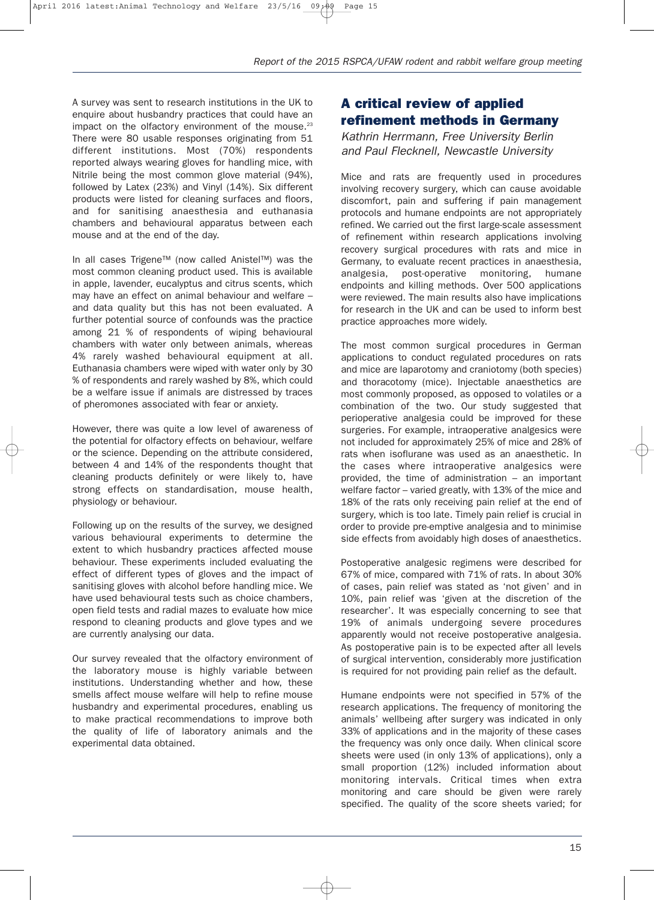A survey was sent to research institutions in the UK to enquire about husbandry practices that could have an impact on the olfactory environment of the mouse.[23] There were 80 usable responses originating from 51 different institutions. Most (70%) respondents reported always wearing gloves for handling mice, with Nitrile being the most common glove material (94%), followed by Latex (23%) and Vinyl (14%). Six different products were listed for cleaning surfaces and floors, and for sanitising anaesthesia and euthanasia chambers and behavioural apparatus between each mouse and at the end of the day.

In all cases Trigene™ (now called Anistel™) was the most common cleaning product used. This is available in apple, lavender, eucalyptus and citrus scents, which may have an effect on animal behaviour and welfare – and data quality but this has not been evaluated. A further potential source of confounds was the practice among 21 % of respondents of wiping behavioural chambers with water only between animals, whereas 4% rarely washed behavioural equipment at all. Euthanasia chambers were wiped with water only by 30 % of respondents and rarely washed by 8%, which could be a welfare issue if animals are distressed by traces of pheromones associated with fear or anxiety.

However, there was quite a low level of awareness of the potential for olfactory effects on behaviour, welfare or the science. Depending on the attribute considered, between 4 and 14% of the respondents thought that cleaning products definitely or were likely to, have strong effects on standardisation, mouse health, physiology or behaviour.

Following up on the results of the survey, we designed various behavioural experiments to determine the extent to which husbandry practices affected mouse behaviour. These experiments included evaluating the effect of different types of gloves and the impact of sanitising gloves with alcohol before handling mice. We have used behavioural tests such as choice chambers, open field tests and radial mazes to evaluate how mice respond to cleaning products and glove types and we are currently analysing our data.

Our survey revealed that the olfactory environment of the laboratory mouse is highly variable between institutions. Understanding whether and how, these smells affect mouse welfare will help to refine mouse husbandry and experimental procedures, enabling us to make practical recommendations to improve both the quality of life of laboratory animals and the experimental data obtained.

## A critical review of applied refinement methods in Germany

*Kathrin Herrmann, Free University Berlin and Paul Flecknell, Newcastle University*

Mice and rats are frequently used in procedures involving recovery surgery, which can cause avoidable discomfort, pain and suffering if pain management protocols and humane endpoints are not appropriately refined. We carried out the first large-scale assessment of refinement within research applications involving recovery surgical procedures with rats and mice in Germany, to evaluate recent practices in anaesthesia, analgesia, post-operative monitoring, humane endpoints and killing methods. Over 500 applications were reviewed. The main results also have implications for research in the UK and can be used to inform best practice approaches more widely.

The most common surgical procedures in German applications to conduct regulated procedures on rats and mice are laparotomy and craniotomy (both species) and thoracotomy (mice). Injectable anaesthetics are most commonly proposed, as opposed to volatiles or a combination of the two. Our study suggested that perioperative analgesia could be improved for these surgeries. For example, intraoperative analgesics were not included for approximately 25% of mice and 28% of rats when isoflurane was used as an anaesthetic. In the cases where intraoperative analgesics were provided, the time of administration – an important welfare factor – varied greatly, with 13% of the mice and 18% of the rats only receiving pain relief at the end of surgery, which is too late. Timely pain relief is crucial in order to provide pre-emptive analgesia and to minimise side effects from avoidably high doses of anaesthetics.

Postoperative analgesic regimens were described for 67% of mice, compared with 71% of rats. In about 30% of cases, pain relief was stated as 'not given' and in 10%, pain relief was 'given at the discretion of the researcher'. It was especially concerning to see that 19% of animals undergoing severe procedures apparently would not receive postoperative analgesia. As postoperative pain is to be expected after all levels of surgical intervention, considerably more justification is required for not providing pain relief as the default.

Humane endpoints were not specified in 57% of the research applications. The frequency of monitoring the animals' wellbeing after surgery was indicated in only 33% of applications and in the majority of these cases the frequency was only once daily. When clinical score sheets were used (in only 13% of applications), only a small proportion (12%) included information about monitoring intervals. Critical times when extra monitoring and care should be given were rarely specified. The quality of the score sheets varied; for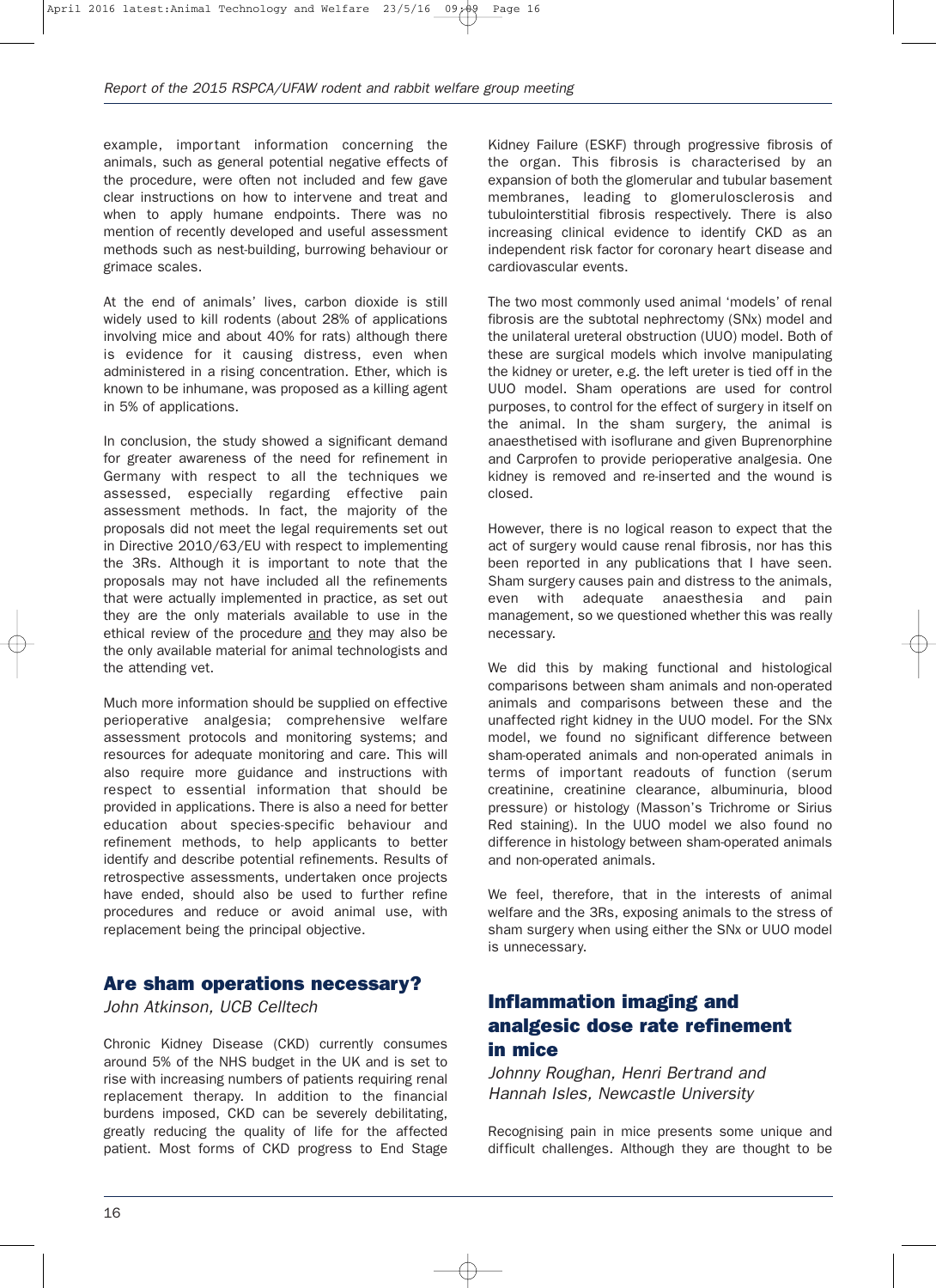example, important information concerning the animals, such as general potential negative effects of the procedure, were often not included and few gave clear instructions on how to intervene and treat and when to apply humane endpoints. There was no mention of recently developed and useful assessment methods such as nest-building, burrowing behaviour or grimace scales.

At the end of animals' lives, carbon dioxide is still widely used to kill rodents (about 28% of applications involving mice and about 40% for rats) although there is evidence for it causing distress, even when administered in a rising concentration. Ether, which is known to be inhumane, was proposed as a killing agent in 5% of applications.

In conclusion, the study showed a significant demand for greater awareness of the need for refinement in Germany with respect to all the techniques we assessed, especially regarding effective pain assessment methods. In fact, the majority of the proposals did not meet the legal requirements set out in Directive 2010/63/EU with respect to implementing the 3Rs. Although it is important to note that the proposals may not have included all the refinements that were actually implemented in practice, as set out they are the only materials available to use in the ethical review of the procedure and they may also be the only available material for animal technologists and the attending vet.

Much more information should be supplied on effective perioperative analgesia; comprehensive welfare assessment protocols and monitoring systems; and resources for adequate monitoring and care. This will also require more guidance and instructions with respect to essential information that should be provided in applications. There is also a need for better education about species-specific behaviour and refinement methods, to help applicants to better identify and describe potential refinements. Results of retrospective assessments, undertaken once projects have ended, should also be used to further refine procedures and reduce or avoid animal use, with replacement being the principal objective.

## Are sham operations necessary?

*John Atkinson, UCB Celltech*

Chronic Kidney Disease (CKD) currently consumes around 5% of the NHS budget in the UK and is set to rise with increasing numbers of patients requiring renal replacement therapy. In addition to the financial burdens imposed, CKD can be severely debilitating, greatly reducing the quality of life for the affected patient. Most forms of CKD progress to End Stage Kidney Failure (ESKF) through progressive fibrosis of the organ. This fibrosis is characterised by an expansion of both the glomerular and tubular basement membranes, leading to glomerulosclerosis and tubulointerstitial fibrosis respectively. There is also increasing clinical evidence to identify CKD as an independent risk factor for coronary heart disease and cardiovascular events.

The two most commonly used animal 'models' of renal fibrosis are the subtotal nephrectomy (SNx) model and the unilateral ureteral obstruction (UUO) model. Both of these are surgical models which involve manipulating the kidney or ureter, e.g. the left ureter is tied off in the UUO model. Sham operations are used for control purposes, to control for the effect of surgery in itself on the animal. In the sham surgery, the animal is anaesthetised with isoflurane and given Buprenorphine and Carprofen to provide perioperative analgesia. One kidney is removed and re-inserted and the wound is closed.

However, there is no logical reason to expect that the act of surgery would cause renal fibrosis, nor has this been reported in any publications that I have seen. Sham surgery causes pain and distress to the animals, even with adequate anaesthesia and pain management, so we questioned whether this was really necessary.

We did this by making functional and histological comparisons between sham animals and non-operated animals and comparisons between these and the unaffected right kidney in the UUO model. For the SNx model, we found no significant difference between sham-operated animals and non-operated animals in terms of important readouts of function (serum creatinine, creatinine clearance, albuminuria, blood pressure) or histology (Masson's Trichrome or Sirius Red staining). In the UUO model we also found no difference in histology between sham-operated animals and non-operated animals.

We feel, therefore, that in the interests of animal welfare and the 3Rs, exposing animals to the stress of sham surgery when using either the SNx or UUO model is unnecessary.

## Inflammation imaging and analgesic dose rate refinement in mice

*Johnny Roughan, Henri Bertrand and Hannah Isles, Newcastle University*

Recognising pain in mice presents some unique and difficult challenges. Although they are thought to be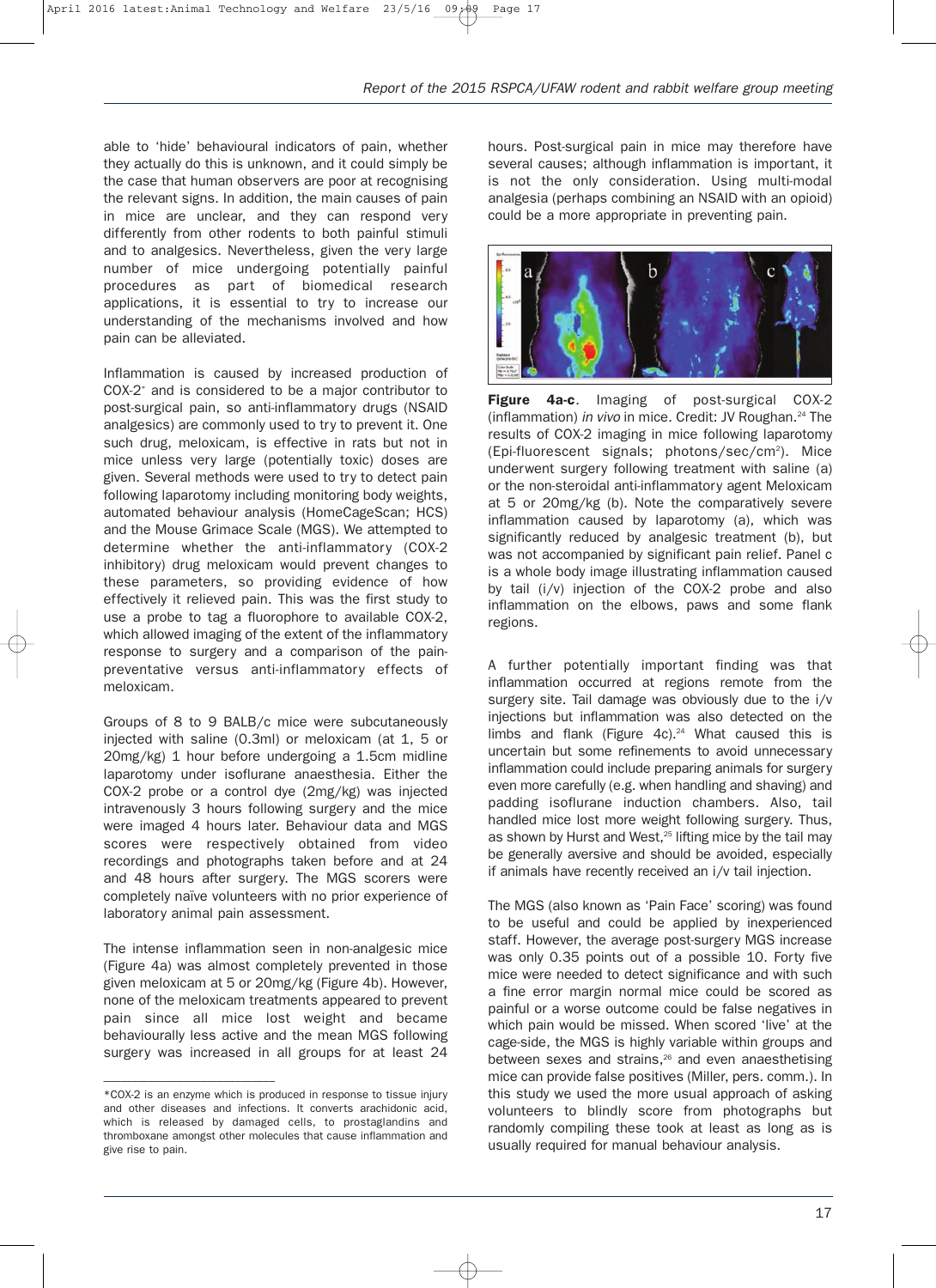able to 'hide' behavioural indicators of pain, whether they actually do this is unknown, and it could simply be the case that human observers are poor at recognising the relevant signs. In addition, the main causes of pain in mice are unclear, and they can respond very differently from other rodents to both painful stimuli and to analgesics. Nevertheless, given the very large number of mice undergoing potentially painful procedures as part of biomedical research applications, it is essential to try to increase our understanding of the mechanisms involved and how pain can be alleviated.

Inflammation is caused by increased production of COX-2* and is considered to be a major contributor to post-surgical pain, so anti-inflammatory drugs (NSAID analgesics) are commonly used to try to prevent it. One such drug, meloxicam, is effective in rats but not in mice unless very large (potentially toxic) doses are given. Several methods were used to try to detect pain following laparotomy including monitoring body weights, automated behaviour analysis (HomeCageScan; HCS) and the Mouse Grimace Scale (MGS). We attempted to determine whether the anti-inflammatory (COX-2 inhibitory) drug meloxicam would prevent changes to these parameters, so providing evidence of how effectively it relieved pain. This was the first study to use a probe to tag a fluorophore to available COX-2, which allowed imaging of the extent of the inflammatory response to surgery and a comparison of the pain-preventative versus anti-inflammatory effects of meloxicam.

Groups of 8 to 9 BALB/c mice were subcutaneously injected with saline (0.3ml) or meloxicam (at 1, 5 or 20mg/kg) 1 hour before undergoing a 1.5cm midline laparotomy under isoflurane anaesthesia. Either the COX-2 probe or a control dye (2mg/kg) was injected intravenously 3 hours following surgery and the mice were imaged 4 hours later. Behaviour data and MGS scores were respectively obtained from video recordings and photographs taken before and at 24 and 48 hours after surgery. The MGS scorers were completely naïve volunteers with no prior experience of laboratory animal pain assessment.

The intense inflammation seen in non-analgesic mice (Figure 4a) was almost completely prevented in those given meloxicam at 5 or 20mg/kg (Figure 4b). However, none of the meloxicam treatments appeared to prevent pain since all mice lost weight and became behaviourally less active and the mean MGS following surgery was increased in all groups for at least 24 hours. Post-surgical pain in mice may therefore have several causes; although inflammation is important, it is not the only consideration. Using multi-modal analgesia (perhaps combining an NSAID with an opioid) could be a more appropriate in preventing pain.

**Figure 4a-c**. Imaging of post-surgical COX-2 (inflammation) *in vivo* in mice. Credit: JV Roughan.[24] The results of COX-2 imaging in mice following laparotomy (Epi-fluorescent signals; photons/sec/cm$^2$). Mice underwent surgery following treatment with saline (a) or the non-steroidal anti-inflammatory agent Meloxicam at 5 or 20mg/kg (b). Note the comparatively severe inflammation caused by laparotomy (a), which was significantly reduced by analgesic treatment (b), but was not accompanied by significant pain relief. Panel c is a whole body image illustrating inflammation caused by tail (i/v) injection of the COX-2 probe and also inflammation on the elbows, paws and some flank regions.

A further potentially important finding was that inflammation occurred at regions remote from the surgery site. Tail damage was obviously due to the i/v injections but inflammation was also detected on the limbs and flank (Figure 4c).[24] What caused this is uncertain but some refinements to avoid unnecessary inflammation could include preparing animals for surgery even more carefully (e.g. when handling and shaving) and padding isoflurane induction chambers. Also, tail handled mice lost more weight following surgery. Thus, as shown by Hurst and West,[25] lifting mice by the tail may be generally aversive and should be avoided, especially if animals have recently received an i/v tail injection.

The MGS (also known as 'Pain Face' scoring) was found to be useful and could be applied by inexperienced staff. However, the average post-surgery MGS increase was only 0.35 points out of a possible 10. Forty five mice were needed to detect significance and with such a fine error margin normal mice could be scored as painful or a worse outcome could be false negatives in which pain would be missed. When scored 'live' at the cage-side, the MGS is highly variable within groups and between sexes and strains,[26] and even anaesthetising mice can provide false positives (Miller, pers. comm.). In this study we used the more usual approach of asking volunteers to blindly score from photographs but randomly compiling these took at least as long as is usually required for manual behaviour analysis.

*COX-2 is an enzyme which is produced in response to tissue injury and other diseases and infections. It converts arachidonic acid, which is released by damaged cells, to prostaglandins and thromboxane amongst other molecules that cause inflammation and give rise to pain.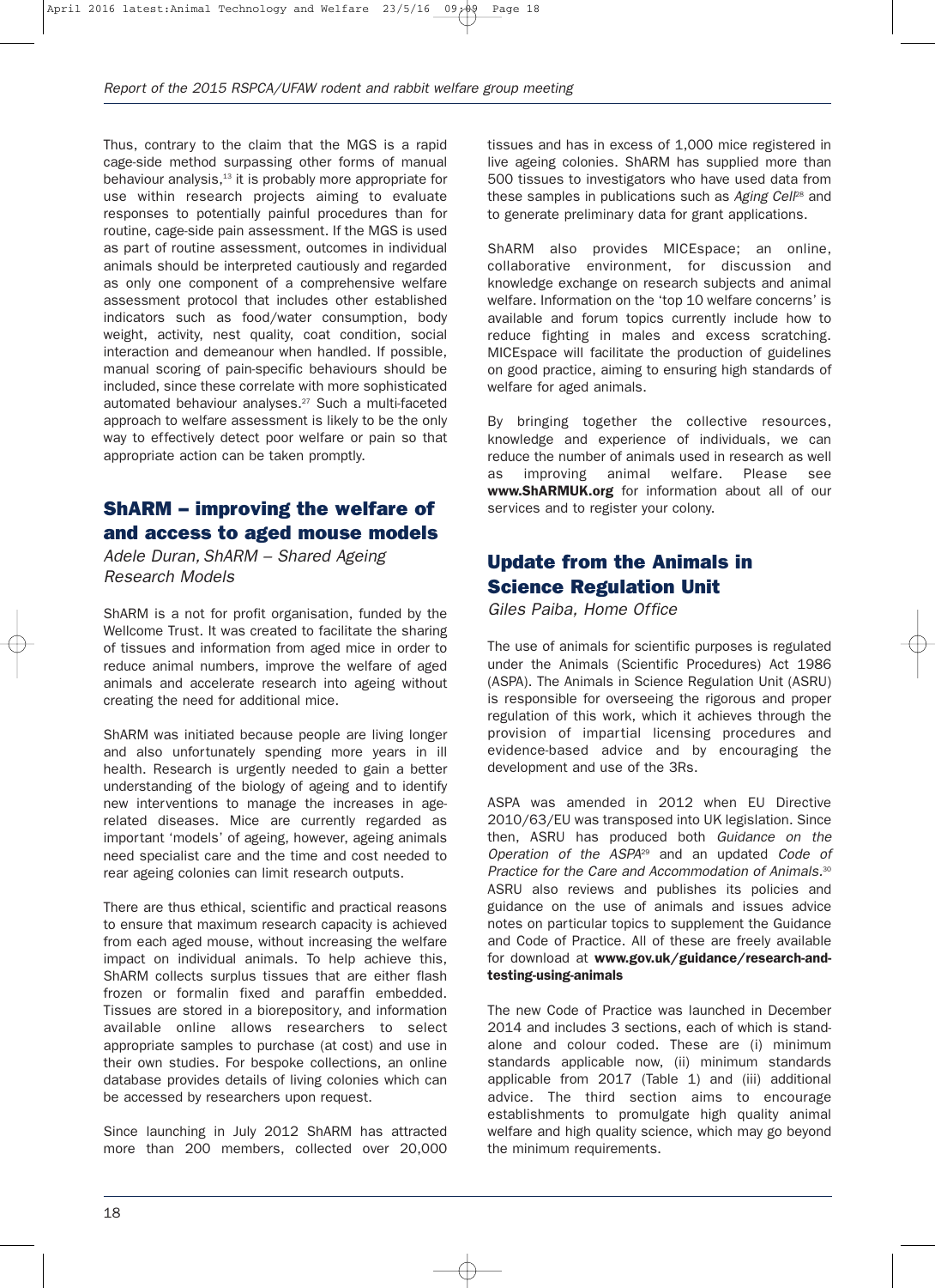Thus, contrary to the claim that the MGS is a rapid cage-side method surpassing other forms of manual behaviour analysis,[13] it is probably more appropriate for use within research projects aiming to evaluate responses to potentially painful procedures than for routine, cage-side pain assessment. If the MGS is used as part of routine assessment, outcomes in individual animals should be interpreted cautiously and regarded as only one component of a comprehensive welfare assessment protocol that includes other established indicators such as food/water consumption, body weight, activity, nest quality, coat condition, social interaction and demeanour when handled. If possible, manual scoring of pain-specific behaviours should be included, since these correlate with more sophisticated automated behaviour analyses.[27] Such a multi-faceted approach to welfare assessment is likely to be the only way to effectively detect poor welfare or pain so that appropriate action can be taken promptly.

## ShARM – improving the welfare of and access to aged mouse models

*Adele Duran, ShARM – Shared Ageing Research Models*

ShARM is a not for profit organisation, funded by the Wellcome Trust. It was created to facilitate the sharing of tissues and information from aged mice in order to reduce animal numbers, improve the welfare of aged animals and accelerate research into ageing without creating the need for additional mice.

ShARM was initiated because people are living longer and also unfortunately spending more years in ill health. Research is urgently needed to gain a better understanding of the biology of ageing and to identify new interventions to manage the increases in age-related diseases. Mice are currently regarded as important 'models' of ageing, however, ageing animals need specialist care and the time and cost needed to rear ageing colonies can limit research outputs.

There are thus ethical, scientific and practical reasons to ensure that maximum research capacity is achieved from each aged mouse, without increasing the welfare impact on individual animals. To help achieve this, ShARM collects surplus tissues that are either flash frozen or formalin fixed and paraffin embedded. Tissues are stored in a biorepository, and information available online allows researchers to select appropriate samples to purchase (at cost) and use in their own studies. For bespoke collections, an online database provides details of living colonies which can be accessed by researchers upon request.

Since launching in July 2012 ShARM has attracted more than 200 members, collected over 20,000 tissues and has in excess of 1,000 mice registered in live ageing colonies. ShARM has supplied more than 500 tissues to investigators who have used data from these samples in publications such as *Aging Cell*[28] and to generate preliminary data for grant applications.

ShARM also provides MICEspace; an online, collaborative environment, for discussion and knowledge exchange on research subjects and animal welfare. Information on the 'top 10 welfare concerns' is available and forum topics currently include how to reduce fighting in males and excess scratching. MICEspace will facilitate the production of guidelines on good practice, aiming to ensuring high standards of welfare for aged animals.

By bringing together the collective resources, knowledge and experience of individuals, we can reduce the number of animals used in research as well as improving animal welfare. Please see **www.ShARMUK.org** for information about all of our services and to register your colony.

## Update from the Animals in Science Regulation Unit

*Giles Paiba, Home Office*

The use of animals for scientific purposes is regulated under the Animals (Scientific Procedures) Act 1986 (ASPA). The Animals in Science Regulation Unit (ASRU) is responsible for overseeing the rigorous and proper regulation of this work, which it achieves through the provision of impartial licensing procedures and evidence-based advice and by encouraging the development and use of the 3Rs.

ASPA was amended in 2012 when EU Directive 2010/63/EU was transposed into UK legislation. Since then, ASRU has produced both *Guidance on the Operation of the ASPA*[29] and an updated *Code of Practice for the Care and Accommodation of Animals*.[30] ASRU also reviews and publishes its policies and guidance on the use of animals and issues advice notes on particular topics to supplement the Guidance and Code of Practice. All of these are freely available for download at **www.gov.uk/guidance/research-and-testing-using-animals**

The new Code of Practice was launched in December 2014 and includes 3 sections, each of which is stand-alone and colour coded. These are (i) minimum standards applicable now, (ii) minimum standards applicable from 2017 (Table 1) and (iii) additional advice. The third section aims to encourage establishments to promulgate high quality animal welfare and high quality science, which may go beyond the minimum requirements.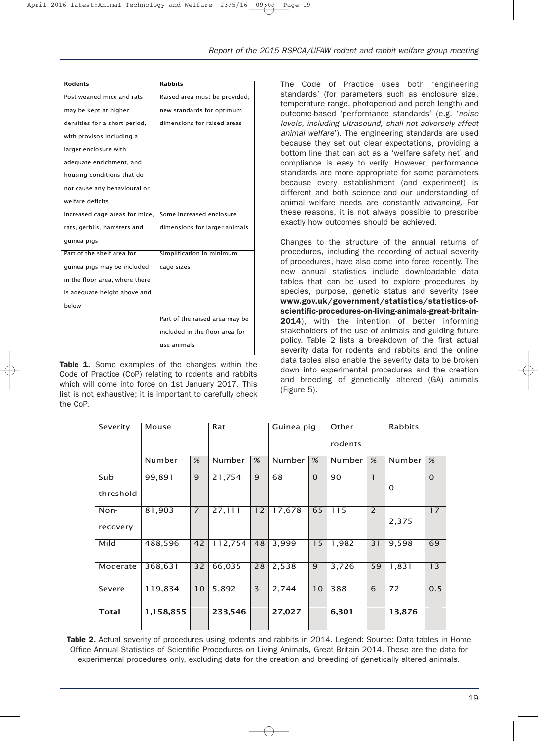| Rodents | Rabbits |
| --- | --- |
| Post-weaned mice and rats may be kept at higher densities for a short period, with provisos including a larger enclosure with adequate enrichment, and housing conditions that do not cause any behavioural or welfare deficits | Raised area must be provided; new standards for optimum dimensions for raised areas |
| Increased cage areas for mice, rats, gerbils, hamsters and guinea pigs | Some increased enclosure dimensions for larger animals |
| Part of the shelf area for guinea pigs may be included in the floor area, where there is adequate height above and below | Simplification in minimum cage sizes |
| | Part of the raised area may be included in the floor area for use animals |

**Table 1.** Some examples of the changes within the Code of Practice (CoP) relating to rodents and rabbits which will come into force on 1st January 2017. This list is not exhaustive; it is important to carefully check the CoP.

The Code of Practice uses both 'engineering standards' (for parameters such as enclosure size, temperature range, photoperiod and perch length) and outcome-based 'performance standards' (e.g. '*noise levels, including ultrasound, shall not adversely affect animal welfare*'). The engineering standards are used because they set out clear expectations, providing a bottom line that can act as a 'welfare safety net' and compliance is easy to verify. However, performance standards are more appropriate for some parameters because every establishment (and experiment) is different and both science and our understanding of animal welfare needs are constantly advancing. For these reasons, it is not always possible to prescribe exactly how outcomes should be achieved.

Changes to the structure of the annual returns of procedures, including the recording of actual severity of procedures, have also come into force recently. The new annual statistics include downloadable data tables that can be used to explore procedures by species, purpose, genetic status and severity (see **www.gov.uk/government/statistics/statistics-of-scientific-procedures-on-living-animals-great-britain-2014**), with the intention of better informing stakeholders of the use of animals and guiding future policy. Table 2 lists a breakdown of the first actual severity data for rodents and rabbits and the online data tables also enable the severity data to be broken down into experimental procedures and the creation and breeding of genetically altered (GA) animals (Figure 5).

| Severity | Mouse | | Rat | | Guinea pig | | Other rodents | | Rabbits | |
| --- | --- | --- | --- | --- | --- | --- | --- | --- | --- | --- |
| | Number | % | Number | % | Number | % | Number | % | Number | % |
| Sub threshold | 99,891 | 9 | 21,754 | 9 | 68 | 0 | 90 | 1 | 0 | 0 |
| Non-recovery | 81,903 | 7 | 27,111 | 12 | 17,678 | 65 | 115 | 2 | 2,375 | 17 |
| Mild | 488,596 | 42 | 112,754 | 48 | 3,999 | 15 | 1,982 | 31 | 9,598 | 69 |
| Moderate | 368,631 | 32 | 66,035 | 28 | 2,538 | 9 | 3,726 | 59 | 1,831 | 13 |
| Severe | 119,834 | 10 | 5,892 | 3 | 2,744 | 10 | 388 | 6 | 72 | 0.5 |
| **Total** | **1,158,855** | | **233,546** | | **27,027** | | **6,301** | | **13,876** | |

**Table 2.** Actual severity of procedures using rodents and rabbits in 2014. Legend: Source: Data tables in Home Office Annual Statistics of Scientific Procedures on Living Animals, Great Britain 2014. These are the data for experimental procedures only, excluding data for the creation and breeding of genetically altered animals.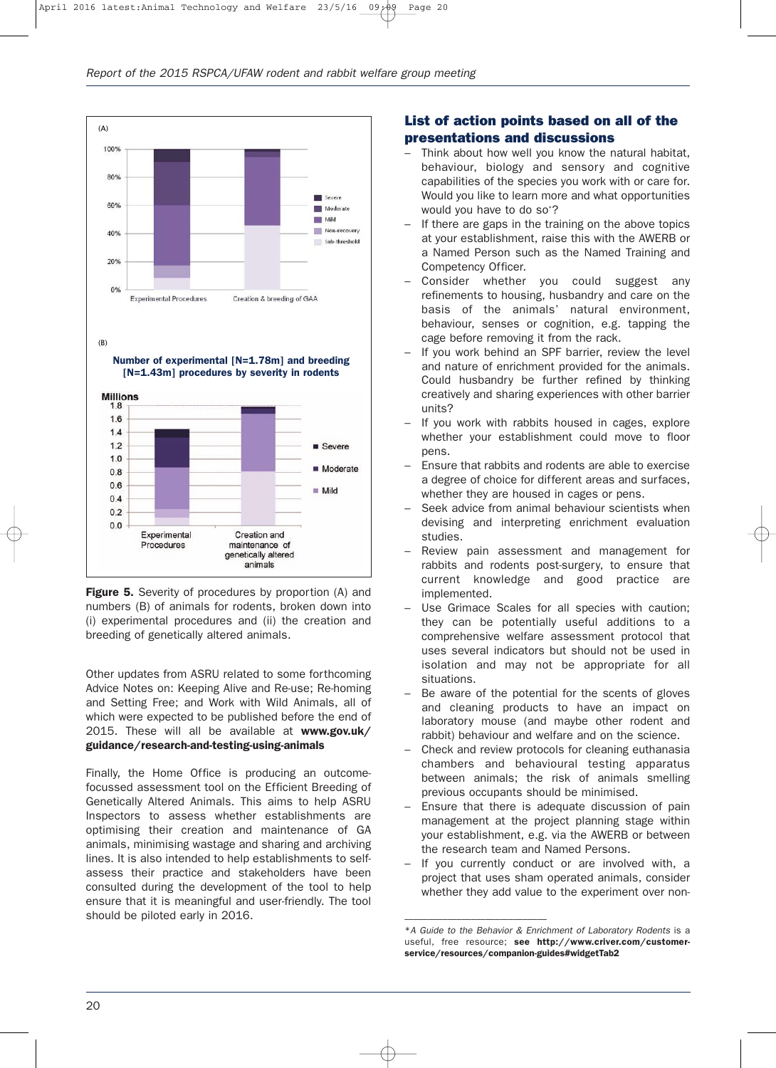Figure 5. Severity of procedures by proportion (A) and numbers (B) of animals for rodents, broken down into (i) experimental procedures and (ii) the creation and breeding of genetically altered animals.

Other updates from ASRU related to some forthcoming Advice Notes on: Keeping Alive and Re-use; Re-homing and Setting Free; and Work with Wild Animals, all of which were expected to be published before the end of 2015. These will all be available at **www.gov.uk/guidance/research-and-testing-using-animals**

Finally, the Home Office is producing an outcome-focussed assessment tool on the Efficient Breeding of Genetically Altered Animals. This aims to help ASRU Inspectors to assess whether establishments are optimising their creation and maintenance of GA animals, minimising wastage and sharing and archiving lines. It is also intended to help establishments to self-assess their practice and stakeholders have been consulted during the development of the tool to help ensure that it is meaningful and user-friendly. The tool should be piloted early in 2016.

## List of action points based on all of the presentations and discussions

- Think about how well you know the natural habitat, behaviour, biology and sensory and cognitive capabilities of the species you work with or care for. Would you like to learn more and what opportunities would you have to do so*?
- If there are gaps in the training on the above topics at your establishment, raise this with the AWERB or a Named Person such as the Named Training and Competency Officer.
- Consider whether you could suggest any refinements to housing, husbandry and care on the basis of the animals' natural environment, behaviour, senses or cognition, e.g. tapping the cage before removing it from the rack.
- If you work behind an SPF barrier, review the level and nature of enrichment provided for the animals. Could husbandry be further refined by thinking creatively and sharing experiences with other barrier units?
- If you work with rabbits housed in cages, explore whether your establishment could move to floor pens.
- Ensure that rabbits and rodents are able to exercise a degree of choice for different areas and surfaces, whether they are housed in cages or pens.
- Seek advice from animal behaviour scientists when devising and interpreting enrichment evaluation studies.
- Review pain assessment and management for rabbits and rodents post-surgery, to ensure that current knowledge and good practice are implemented.
- Use Grimace Scales for all species with caution; they can be potentially useful additions to a comprehensive welfare assessment protocol that uses several indicators but should not be used in isolation and may not be appropriate for all situations.
- Be aware of the potential for the scents of gloves and cleaning products to have an impact on laboratory mouse (and maybe other rodent and rabbit) behaviour and welfare and on the science.
- Check and review protocols for cleaning euthanasia chambers and behavioural testing apparatus between animals; the risk of animals smelling previous occupants should be minimised.
- Ensure that there is adequate discussion of pain management at the project planning stage within your establishment, e.g. via the AWERB or between the research team and Named Persons.
- If you currently conduct or are involved with, a project that uses sham operated animals, consider whether they add value to the experiment over non-

*\*A Guide to the Behavior & Enrichment of Laboratory Rodents* is a useful, free resource; **see http://www.criver.com/customer-service/resources/companion-guides#widgetTab2**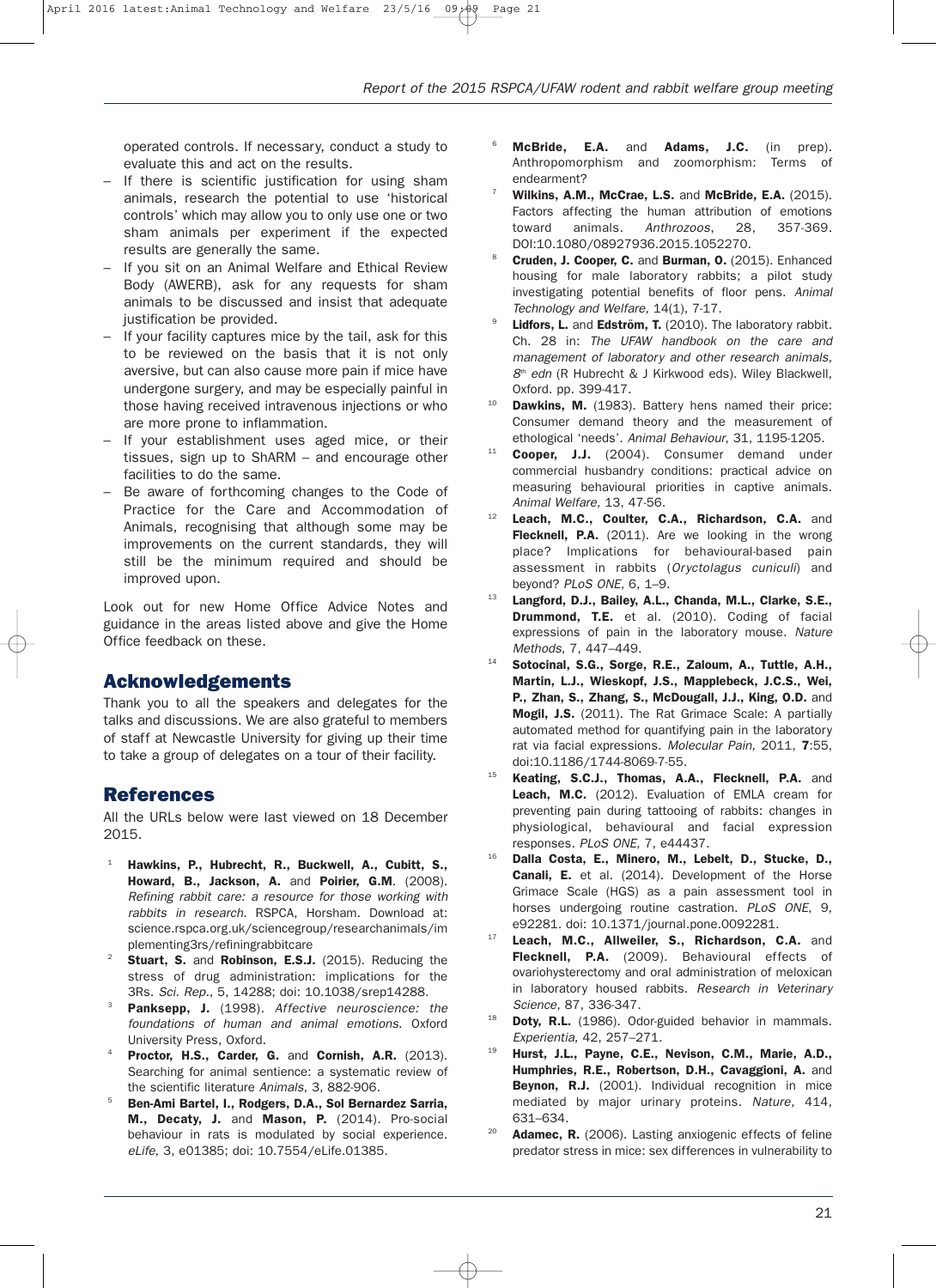operated controls. If necessary, conduct a study to evaluate this and act on the results.

- If there is scientific justification for using sham animals, research the potential to use 'historical controls' which may allow you to only use one or two sham animals per experiment if the expected results are generally the same.
- If you sit on an Animal Welfare and Ethical Review Body (AWERB), ask for any requests for sham animals to be discussed and insist that adequate justification be provided.
- If your facility captures mice by the tail, ask for this to be reviewed on the basis that it is not only aversive, but can also cause more pain if mice have undergone surgery, and may be especially painful in those having received intravenous injections or who are more prone to inflammation.
- If your establishment uses aged mice, or their tissues, sign up to ShARM – and encourage other facilities to do the same.
- Be aware of forthcoming changes to the Code of Practice for the Care and Accommodation of Animals, recognising that although some may be improvements on the current standards, they will still be the minimum required and should be improved upon.

Look out for new Home Office Advice Notes and guidance in the areas listed above and give the Home Office feedback on these.

## Acknowledgements

Thank you to all the speakers and delegates for the talks and discussions. We are also grateful to members of staff at Newcastle University for giving up their time to take a group of delegates on a tour of their facility.

## References

All the URLs below were last viewed on 18 December 2015.

1. **Hawkins, P., Hubrecht, R., Buckwell, A., Cubitt, S., Howard, B., Jackson, A.** and **Poirier, G.M**. (2008). *Refining rabbit care: a resource for those working with rabbits in research.* RSPCA, Horsham. Download at: science.rspca.org.uk/sciencegroup/researchanimals/implementing3rs/refiningrabbitcare
2. **Stuart, S.** and **Robinson, E.S.J.** (2015). Reducing the stress of drug administration: implications for the 3Rs. *Sci. Rep.*, 5, 14288; doi: 10.1038/srep14288.
3. **Panksepp, J.** (1998). *Affective neuroscience: the foundations of human and animal emotions.* Oxford University Press, Oxford.
4. **Proctor, H.S., Carder, G.** and **Cornish, A.R.** (2013). Searching for animal sentience: a systematic review of the scientific literature *Animals*, 3, 882-906.
5. **Ben-Ami Bartel, I., Rodgers, D.A., Sol Bernardez Sarria, M., Decaty, J.** and **Mason, P.** (2014). Pro-social behaviour in rats is modulated by social experience. *eLife*, 3, e01385; doi: 10.7554/eLife.01385.
6. **McBride, E.A.** and **Adams, J.C.** (in prep). Anthropomorphism and zoomorphism: Terms of endearment?
7. **Wilkins, A.M., McCrae, L.S.** and **McBride, E.A.** (2015). Factors affecting the human attribution of emotions toward animals. *Anthrozoos*, 28, 357-369. DOI:10.1080/08927936.2015.1052270.
8. **Cruden, J. Cooper, C.** and **Burman, O.** (2015). Enhanced housing for male laboratory rabbits; a pilot study investigating potential benefits of floor pens. *Animal Technology and Welfare,* 14(1), 7-17.
9. **Lidfors, L.** and **Edström, T.** (2010). The laboratory rabbit. Ch. 28 in: *The UFAW handbook on the care and management of laboratory and other research animals, 8th edn* (R Hubrecht & J Kirkwood eds). Wiley Blackwell, Oxford. pp. 399-417.
10. **Dawkins, M.** (1983). Battery hens named their price: Consumer demand theory and the measurement of ethological 'needs'. *Animal Behaviour*, 31, 1195-1205.
11. **Cooper, J.J.** (2004). Consumer demand under commercial husbandry conditions: practical advice on measuring behavioural priorities in captive animals. *Animal Welfare,* 13, 47-56.
12. **Leach, M.C., Coulter, C.A., Richardson, C.A.** and **Flecknell, P.A.** (2011). Are we looking in the wrong place? Implications for behavioural-based pain assessment in rabbits (*Oryctolagus cuniculi*) and beyond? *PLoS ONE*, 6, 1–9.
13. **Langford, D.J., Bailey, A.L., Chanda, M.L., Clarke, S.E., Drummond, T.E.** et al. (2010). Coding of facial expressions of pain in the laboratory mouse. *Nature Methods*, 7, 447–449.
14. **Sotocinal, S.G., Sorge, R.E., Zaloum, A., Tuttle, A.H., Martin, L.J., Wieskopf, J.S., Mapplebeck, J.C.S., Wei, P., Zhan, S., Zhang, S., McDougall, J.J., King, O.D.** and **Mogil, J.S.** (2011). The Rat Grimace Scale: A partially automated method for quantifying pain in the laboratory rat via facial expressions. *Molecular Pain,* 2011, **7**:55, doi:10.1186/1744-8069-7-55.
15. **Keating, S.C.J., Thomas, A.A., Flecknell, P.A.** and **Leach, M.C.** (2012). Evaluation of EMLA cream for preventing pain during tattooing of rabbits: changes in physiological, behavioural and facial expression responses. *PLoS ONE*, 7, e44437.
16. **Dalla Costa, E., Minero, M., Lebelt, D., Stucke, D., Canali, E.** et al. (2014). Development of the Horse Grimace Scale (HGS) as a pain assessment tool in horses undergoing routine castration. *PLoS ONE*, 9, e92281. doi: 10.1371/journal.pone.0092281.
17. **Leach, M.C., Allweiler, S., Richardson, C.A.** and **Flecknell, P.A.** (2009). Behavioural effects of ovariohysterectomy and oral administration of meloxican in laboratory housed rabbits. *Research in Veterinary Science*, 87, 336-347.
18. **Doty, R.L.** (1986). Odor-guided behavior in mammals. *Experientia*, 42, 257–271.
19. **Hurst, J.L., Payne, C.E., Nevison, C.M., Marie, A.D., Humphries, R.E., Robertson, D.H., Cavaggioni, A.** and **Beynon, R.J.** (2001). Individual recognition in mice mediated by major urinary proteins. *Nature*, 414, 631–634.
20. **Adamec, R.** (2006). Lasting anxiogenic effects of feline predator stress in mice: sex differences in vulnerability to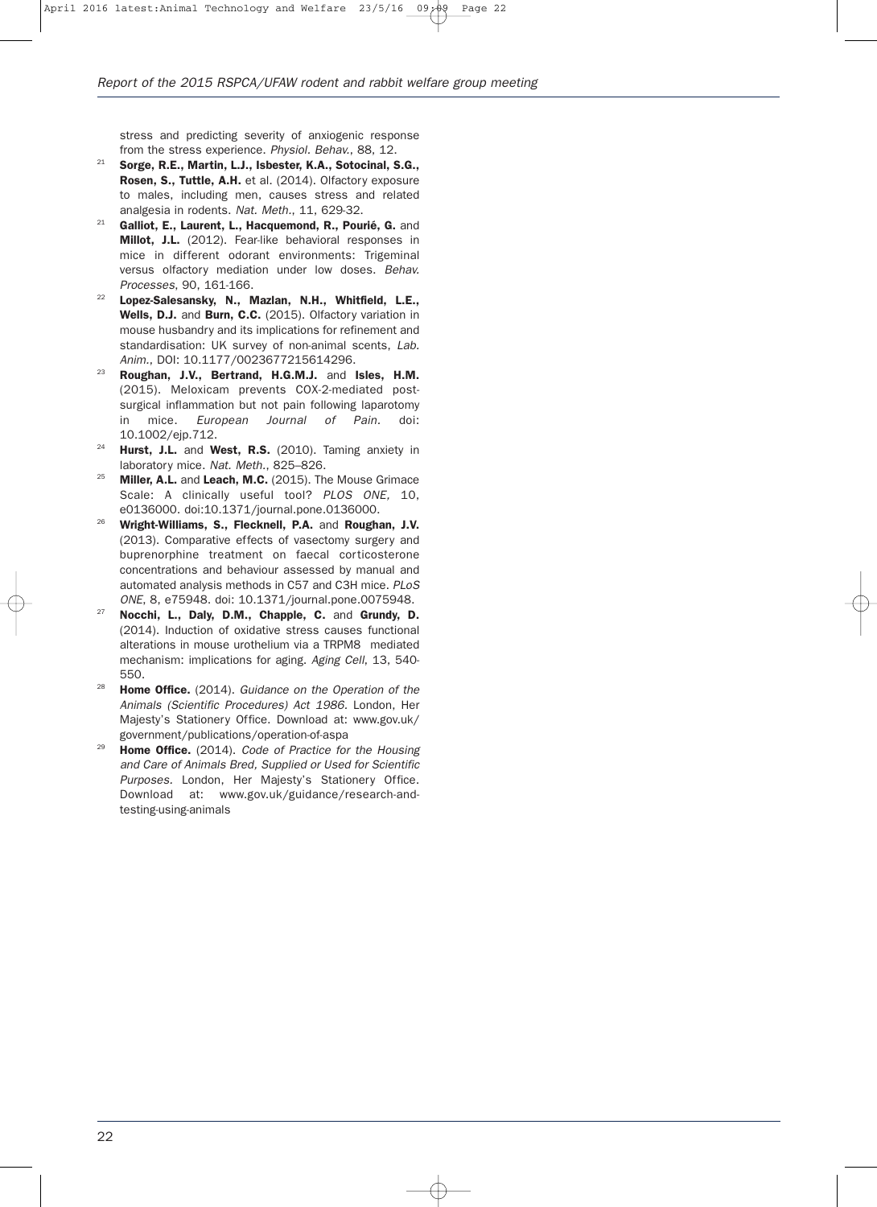stress and predicting severity of anxiogenic response from the stress experience. *Physiol. Behav.*, 88, 12.

[21] **Sorge, R.E., Martin, L.J., Isbester, K.A., Sotocinal, S.G., Rosen, S., Tuttle, A.H.** et al. (2014). Olfactory exposure to males, including men, causes stress and related analgesia in rodents. *Nat. Meth.*, 11, 629-32.

[21] **Galliot, E., Laurent, L., Hacquemond, R., Pourié, G.** and **Millot, J.L.** (2012). Fear-like behavioral responses in mice in different odorant environments: Trigeminal versus olfactory mediation under low doses. *Behav. Processes*, 90, 161-166.

[22] **Lopez-Salesansky, N., Mazlan, N.H., Whitfield, L.E., Wells, D.J.** and **Burn, C.C.** (2015). Olfactory variation in mouse husbandry and its implications for refinement and standardisation: UK survey of non-animal scents, *Lab. Anim.*, DOI: 10.1177/0023677215614296.

[23] **Roughan, J.V., Bertrand, H.G.M.J.** and **Isles, H.M.** (2015). Meloxicam prevents COX-2-mediated post-surgical inflammation but not pain following laparotomy in mice. *European Journal of Pain*. doi: 10.1002/ejp.712.

[24] **Hurst, J.L.** and **West, R.S.** (2010). Taming anxiety in laboratory mice. *Nat. Meth.*, 825–826.

[25] **Miller, A.L.** and **Leach, M.C.** (2015). The Mouse Grimace Scale: A clinically useful tool? *PLOS ONE,* 10, e0136000. doi:10.1371/journal.pone.0136000.

[26] **Wright-Williams, S., Flecknell, P.A.** and **Roughan, J.V.** (2013). Comparative effects of vasectomy surgery and buprenorphine treatment on faecal corticosterone concentrations and behaviour assessed by manual and automated analysis methods in C57 and C3H mice. *PLoS ONE*, 8, e75948. doi: 10.1371/journal.pone.0075948.

[27] **Nocchi, L., Daly, D.M., Chapple, C.** and **Grundy, D.** (2014). Induction of oxidative stress causes functional alterations in mouse urothelium via a TRPM8 mediated mechanism: implications for aging. *Aging Cell*, 13, 540-550.

[28] **Home Office.** (2014). *Guidance on the Operation of the Animals (Scientific Procedures) Act 1986.* London, Her Majesty's Stationery Office. Download at: www.gov.uk/government/publications/operation-of-aspa

[29] **Home Office.** (2014). *Code of Practice for the Housing and Care of Animals Bred, Supplied or Used for Scientific Purposes.* London, Her Majesty's Stationery Office. Download at: www.gov.uk/guidance/research-and-testing-using-animals